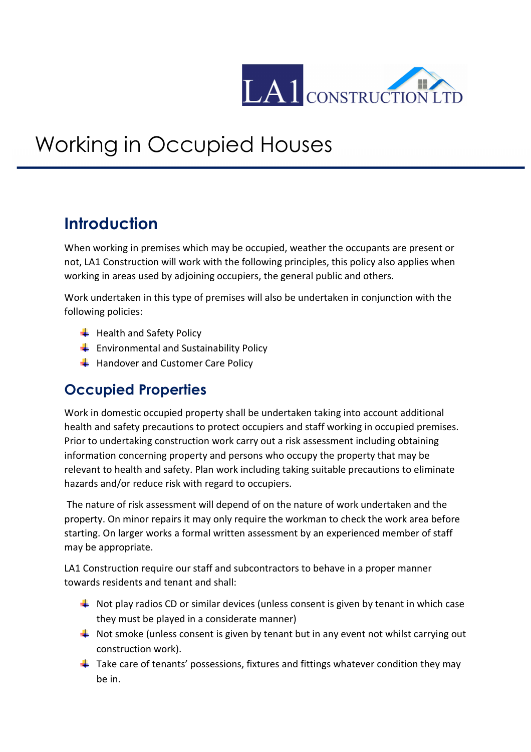# Working in Occupied Houses

## Introduction

When working in premises which may be occupied, weather the occupants are present or not, LA1 Construction will work with the following principles, this policy also applies when working in areas used by adjoining occupiers, the general public and others.

Work undertaken in this type of premises will also be undertaken in conjunction with the following policies:

- Health and Safety Policy
- Environmental and Sustainability Policy
- Handover and Customer Care Policy

## Occupied Properties

Work in domestic occupied property shall be undertaken taking into account additional health and safety precautions to protect occupiers and staff working in occupied premises. Prior to undertaking construction work carry out a risk assessment including obtaining information concerning property and persons who occupy the property that may be relevant to health and safety. Plan work including taking suitable precautions to eliminate hazards and/or reduce risk with regard to occupiers.

The nature of risk assessment will depend of on the nature of work undertaken and the property. On minor repairs it may only require the workman to check the work area before starting. On larger works a formal written assessment by an experienced member of staff may be appropriate.

LA1 Construction require our staff and subcontractors to behave in a proper manner towards residents and tenant and shall:

- Not play radios CD or similar devices (unless consent is given by tenant in which case they must be played in a considerate manner)
- Not smoke (unless consent is given by tenant but in any event not whilst carrying out construction work).
- Take care of tenants' possessions, fixtures and fittings whatever condition they may be in.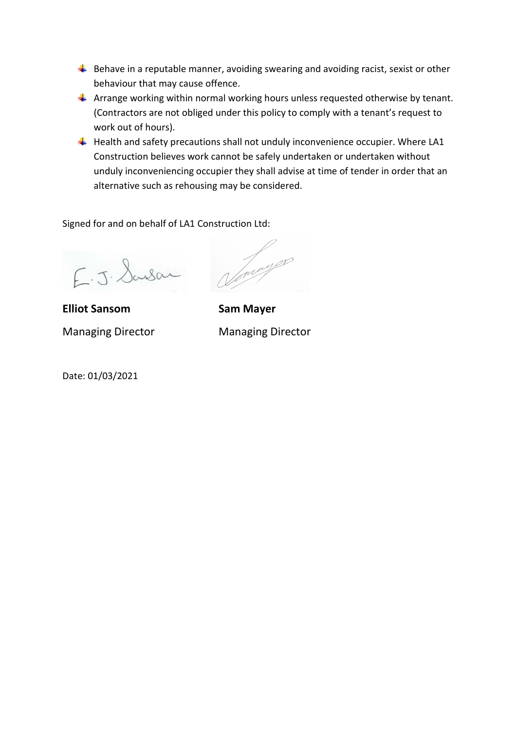- Behave in a reputable manner, avoiding swearing and avoiding racist, sexist or other behaviour that may cause offence.
- Arrange working within normal working hours unless requested otherwise by tenant. (Contractors are not obliged under this policy to comply with a tenant's request to work out of hours).
- Health and safety precautions shall not unduly inconvenience occupier. Where LA1 Construction believes work cannot be safely undertaken or undertaken without unduly inconveniencing occupier they shall advise at time of tender in order that an alternative such as rehousing may be considered.

Signed for and on behalf of LA1 Construction Ltd:

| | |
|---|---|
| **Elliot Sansom** | **Sam Mayer** |
| Managing Director | Managing Director |

Date: 01/03/2021